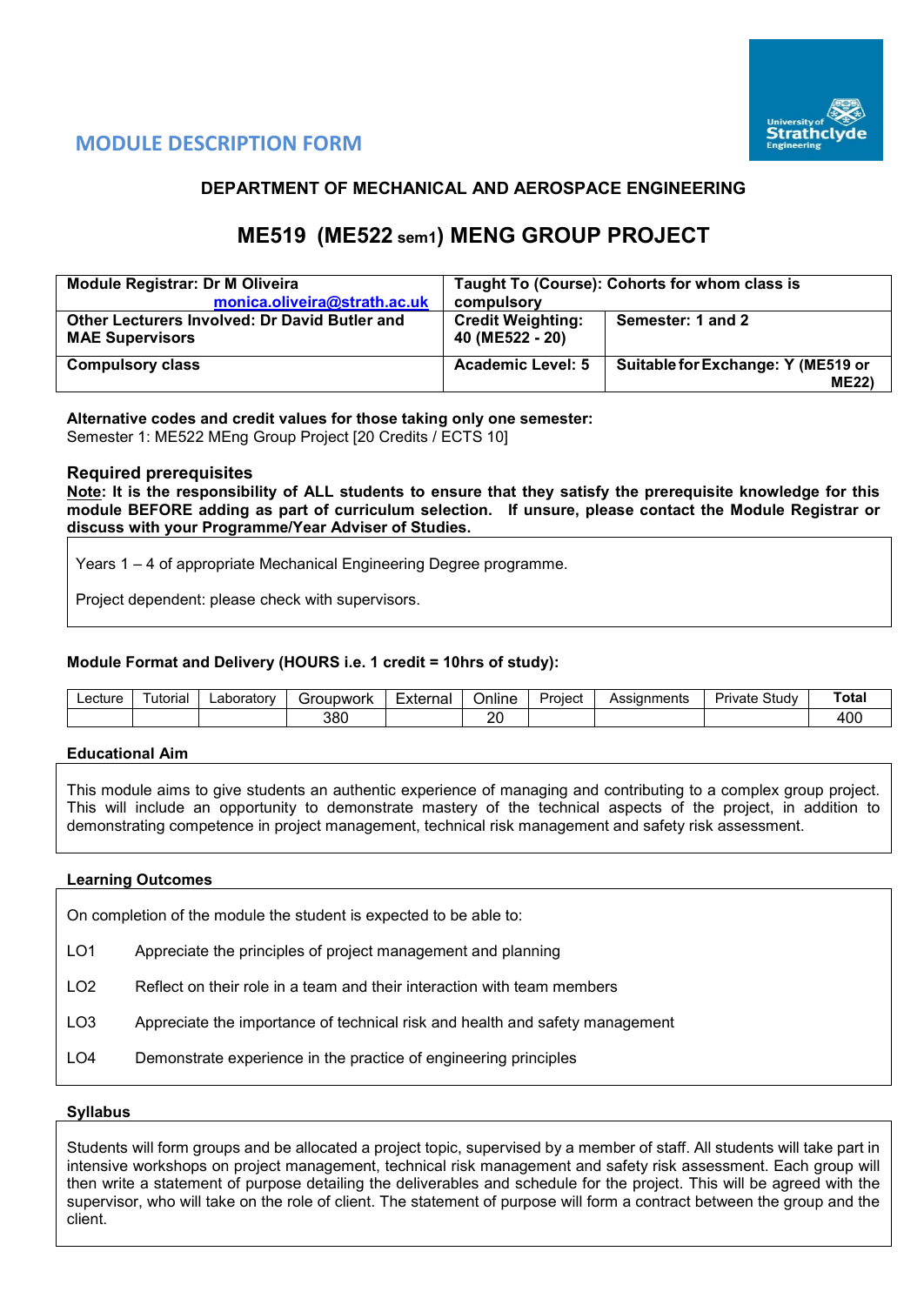# MODULE DESCRIPTION FORM

## DEPARTMENT OF MECHANICAL AND AEROSPACE ENGINEERING

# ME519 (ME522 sem1) MENG GROUP PROJECT

| **Module Registrar: Dr M Oliveira** monica.oliveira@strath.ac.uk | **Taught To (Course): Cohorts for whom class is compulsory** | |
|---|---|---|
| **Other Lecturers Involved: Dr David Butler and MAE Supervisors** | **Credit Weighting: 40 (ME522 - 20)** | **Semester: 1 and 2** |
| **Compulsory class** | **Academic Level: 5** | **Suitable for Exchange: Y (ME519 or ME22)** |

**Alternative codes and credit values for those taking only one semester:**
Semester 1: ME522 MEng Group Project [20 Credits / ECTS 10]

### Required prerequisites

**Note: It is the responsibility of ALL students to ensure that they satisfy the prerequisite knowledge for this module BEFORE adding as part of curriculum selection. If unsure, please contact the Module Registrar or discuss with your Programme/Year Adviser of Studies.**

Years 1 – 4 of appropriate Mechanical Engineering Degree programme.

Project dependent: please check with supervisors.

**Module Format and Delivery (HOURS i.e. 1 credit = 10hrs of study):**

| Lecture | Tutorial | Laboratory | Groupwork | External | Online | Project | Assignments | Private Study | **Total** |
|---|---|---|---|---|---|---|---|---|---|
| | | | 380 | | 20 | | | | 400 |

**Educational Aim**

This module aims to give students an authentic experience of managing and contributing to a complex group project. This will include an opportunity to demonstrate mastery of the technical aspects of the project, in addition to demonstrating competence in project management, technical risk management and safety risk assessment.

**Learning Outcomes**

On completion of the module the student is expected to be able to:

- LO1 Appreciate the principles of project management and planning
- LO2 Reflect on their role in a team and their interaction with team members
- LO3 Appreciate the importance of technical risk and health and safety management
- LO4 Demonstrate experience in the practice of engineering principles

**Syllabus**

Students will form groups and be allocated a project topic, supervised by a member of staff. All students will take part in intensive workshops on project management, technical risk management and safety risk assessment. Each group will then write a statement of purpose detailing the deliverables and schedule for the project. This will be agreed with the supervisor, who will take on the role of client. The statement of purpose will form a contract between the group and the client.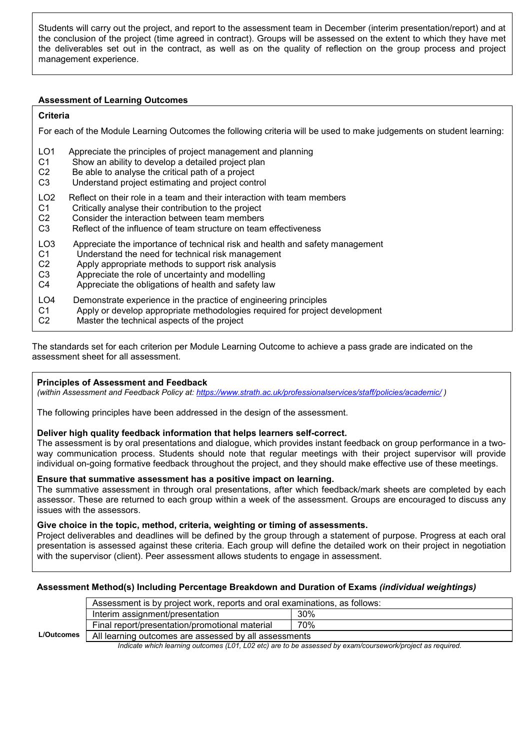Students will carry out the project, and report to the assessment team in December (interim presentation/report) and at the conclusion of the project (time agreed in contract). Groups will be assessed on the extent to which they have met the deliverables set out in the contract, as well as on the quality of reflection on the group process and project management experience.

### Assessment of Learning Outcomes

**Criteria**

For each of the Module Learning Outcomes the following criteria will be used to make judgements on student learning:

LO1 Appreciate the principles of project management and planning
C1 Show an ability to develop a detailed project plan
C2 Be able to analyse the critical path of a project
C3 Understand project estimating and project control

LO2 Reflect on their role in a team and their interaction with team members
C1 Critically analyse their contribution to the project
C2 Consider the interaction between team members
C3 Reflect of the influence of team structure on team effectiveness

LO3 Appreciate the importance of technical risk and health and safety management
C1 Understand the need for technical risk management
C2 Apply appropriate methods to support risk analysis
C3 Appreciate the role of uncertainty and modelling
C4 Appreciate the obligations of health and safety law

LO4 Demonstrate experience in the practice of engineering principles
C1 Apply or develop appropriate methodologies required for project development
C2 Master the technical aspects of the project

The standards set for each criterion per Module Learning Outcome to achieve a pass grade are indicated on the assessment sheet for all assessment.

### Principles of Assessment and Feedback

*(within Assessment and Feedback Policy at: https://www.strath.ac.uk/professionalservices/staff/policies/academic/ )*

The following principles have been addressed in the design of the assessment.

**Deliver high quality feedback information that helps learners self-correct.**
The assessment is by oral presentations and dialogue, which provides instant feedback on group performance in a two-way communication process. Students should note that regular meetings with their project supervisor will provide individual on-going formative feedback throughout the project, and they should make effective use of these meetings.

**Ensure that summative assessment has a positive impact on learning.**
The summative assessment in through oral presentations, after which feedback/mark sheets are completed by each assessor. These are returned to each group within a week of the assessment. Groups are encouraged to discuss any issues with the assessors.

**Give choice in the topic, method, criteria, weighting or timing of assessments.**
Project deliverables and deadlines will be defined by the group through a statement of purpose. Progress at each oral presentation is assessed against these criteria. Each group will define the detailed work on their project in negotiation with the supervisor (client). Peer assessment allows students to engage in assessment.

### Assessment Method(s) Including Percentage Breakdown and Duration of Exams *(individual weightings)*

| | Assessment is by project work, reports and oral examinations, as follows: | |
|---|---|---|
| | Interim assignment/presentation | 30% |
| | Final report/presentation/promotional material | 70% |
| **L/Outcomes** | All learning outcomes are assessed by all assessments | |

*Indicate which learning outcomes (L01, L02 etc) are to be assessed by exam/coursework/project as required.*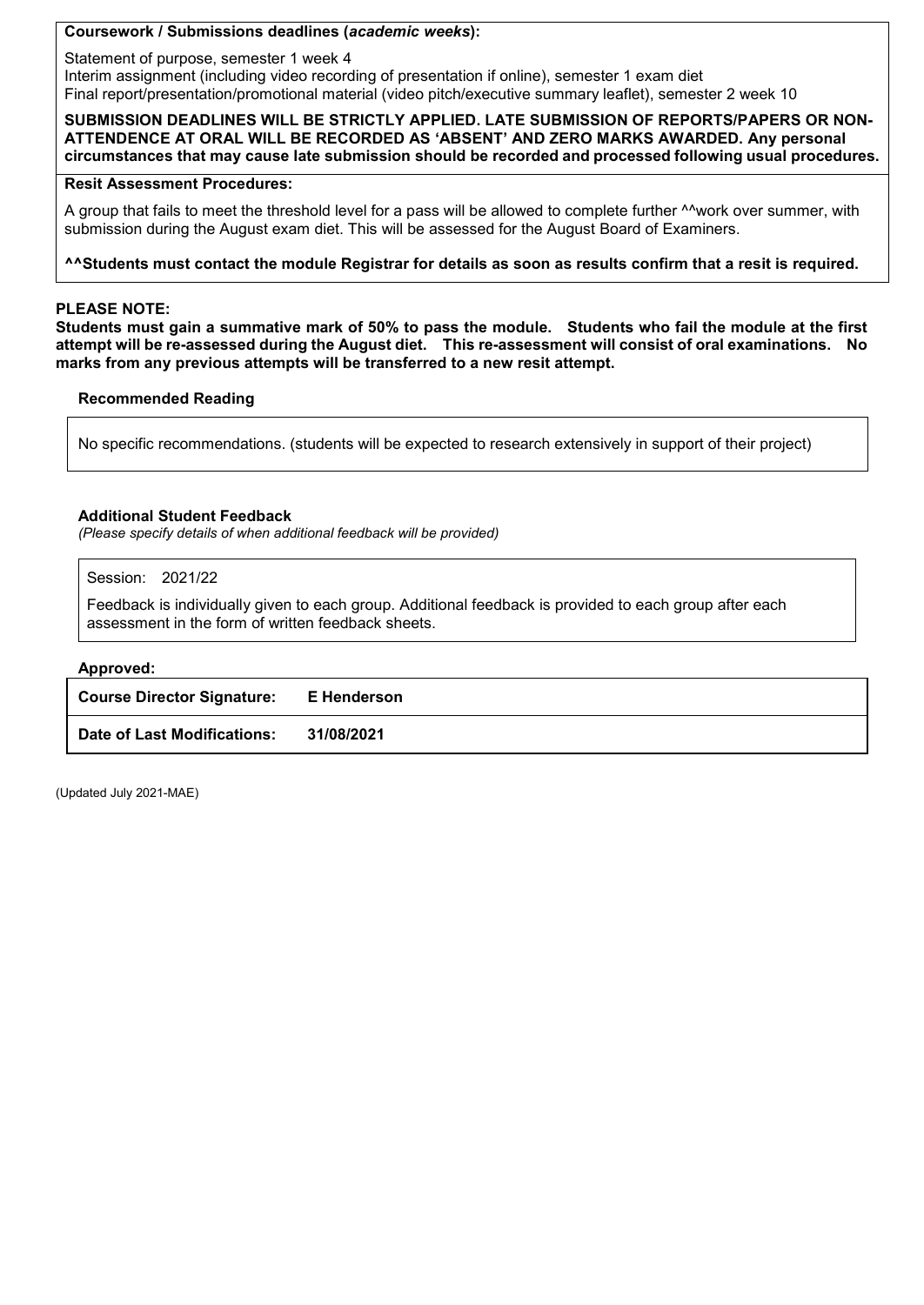**Coursework / Submissions deadlines (*academic weeks*):**

Statement of purpose, semester 1 week 4
Interim assignment (including video recording of presentation if online), semester 1 exam diet
Final report/presentation/promotional material (video pitch/executive summary leaflet), semester 2 week 10

**SUBMISSION DEADLINES WILL BE STRICTLY APPLIED. LATE SUBMISSION OF REPORTS/PAPERS OR NON-ATTENDENCE AT ORAL WILL BE RECORDED AS 'ABSENT' AND ZERO MARKS AWARDED. Any personal circumstances that may cause late submission should be recorded and processed following usual procedures.**

**Resit Assessment Procedures:**

A group that fails to meet the threshold level for a pass will be allowed to complete further ^^work over summer, with submission during the August exam diet. This will be assessed for the August Board of Examiners.

**^^Students must contact the module Registrar for details as soon as results confirm that a resit is required.**

**PLEASE NOTE:**
**Students must gain a summative mark of 50% to pass the module. Students who fail the module at the first attempt will be re-assessed during the August diet. This re-assessment will consist of oral examinations. No marks from any previous attempts will be transferred to a new resit attempt.**

**Recommended Reading**

No specific recommendations. (students will be expected to research extensively in support of their project)

**Additional Student Feedback**
*(Please specify details of when additional feedback will be provided)*

Session: 2021/22

Feedback is individually given to each group. Additional feedback is provided to each group after each assessment in the form of written feedback sheets.

**Approved:**

| | |
|---|---|
| **Course Director Signature:** | **E Henderson** |
| **Date of Last Modifications:** | **31/08/2021** |

(Updated July 2021-MAE)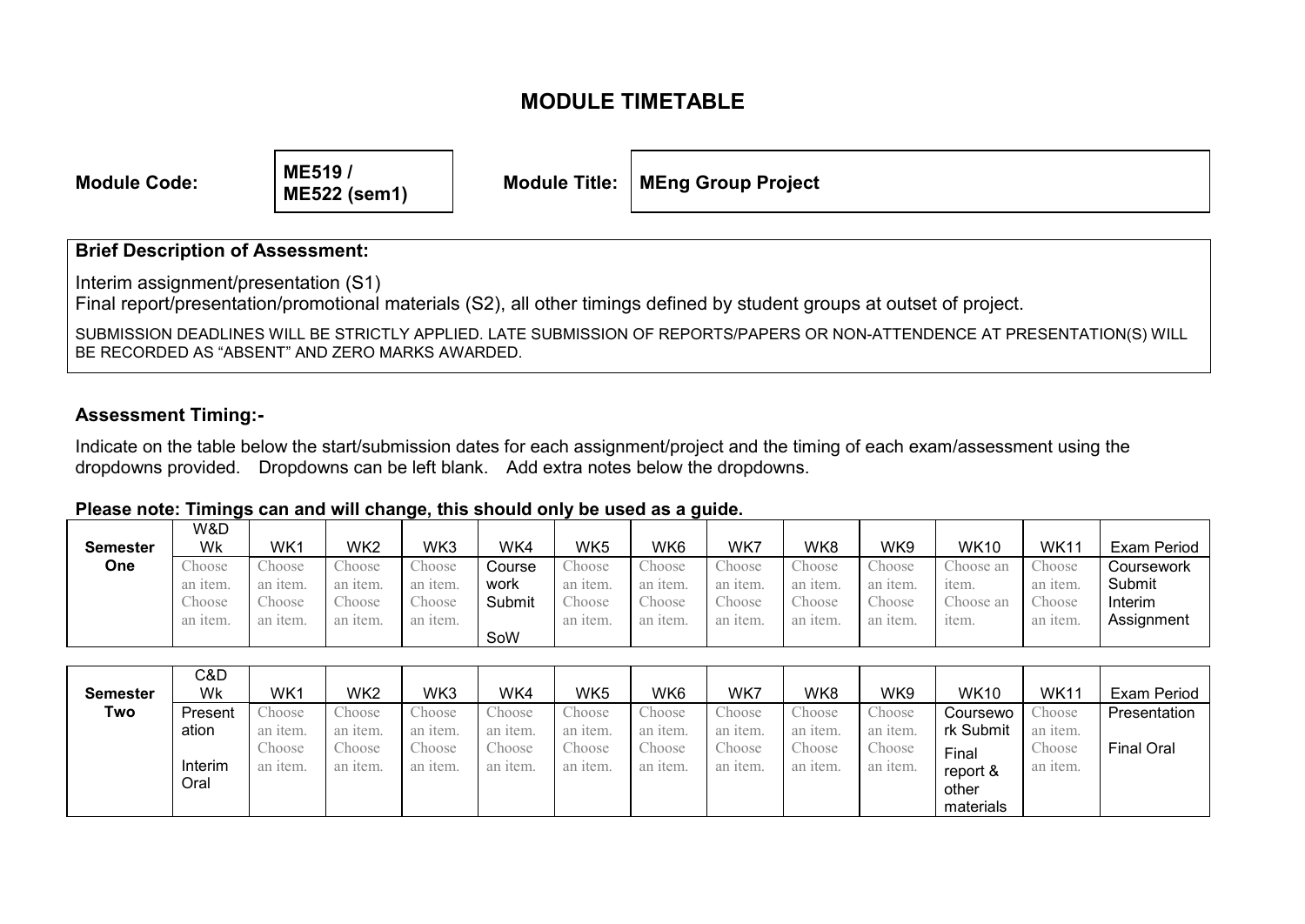# MODULE TIMETABLE

| | | | |
|---|---|---|---|
| **Module Code:** | **ME519 / ME522 (sem1)** | **Module Title:** | **MEng Group Project** |

**Brief Description of Assessment:**

Interim assignment/presentation (S1)
Final report/presentation/promotional materials (S2), all other timings defined by student groups at outset of project.

SUBMISSION DEADLINES WILL BE STRICTLY APPLIED. LATE SUBMISSION OF REPORTS/PAPERS OR NON-ATTENDENCE AT PRESENTATION(S) WILL BE RECORDED AS "ABSENT" AND ZERO MARKS AWARDED.

**Assessment Timing:-**

Indicate on the table below the start/submission dates for each assignment/project and the timing of each exam/assessment using the dropdowns provided. Dropdowns can be left blank. Add extra notes below the dropdowns.

**Please note: Timings can and will change, this should only be used as a guide.**

| Semester | W&D Wk | WK1 | WK2 | WK3 | WK4 | WK5 | WK6 | WK7 | WK8 | WK9 | WK10 | WK11 | Exam Period |
|---|---|---|---|---|---|---|---|---|---|---|---|---|---|
| **One** | Choose an item. Choose an item. | Choose an item. Choose an item. | Choose an item. Choose an item. | Choose an item. Choose an item. | Course work Submit SoW | Choose an item. Choose an item. | Choose an item. Choose an item. | Choose an item. Choose an item. | Choose an item. Choose an item. | Choose an item. Choose an item. | Choose an item. Choose an item. | Choose an item. Choose an item. | Coursework Submit Interim Assignment |

| Semester | C&D Wk | WK1 | WK2 | WK3 | WK4 | WK5 | WK6 | WK7 | WK8 | WK9 | WK10 | WK11 | Exam Period |
|---|---|---|---|---|---|---|---|---|---|---|---|---|---|
| **Two** | Presentation Interim Oral | Choose an item. Choose an item. | Choose an item. Choose an item. | Choose an item. Choose an item. | Choose an item. Choose an item. | Choose an item. Choose an item. | Choose an item. Choose an item. | Choose an item. Choose an item. | Choose an item. Choose an item. | Choose an item. Choose an item. | Coursework Submit Final report & other materials | Choose an item. Choose an item. | Presentation Final Oral |